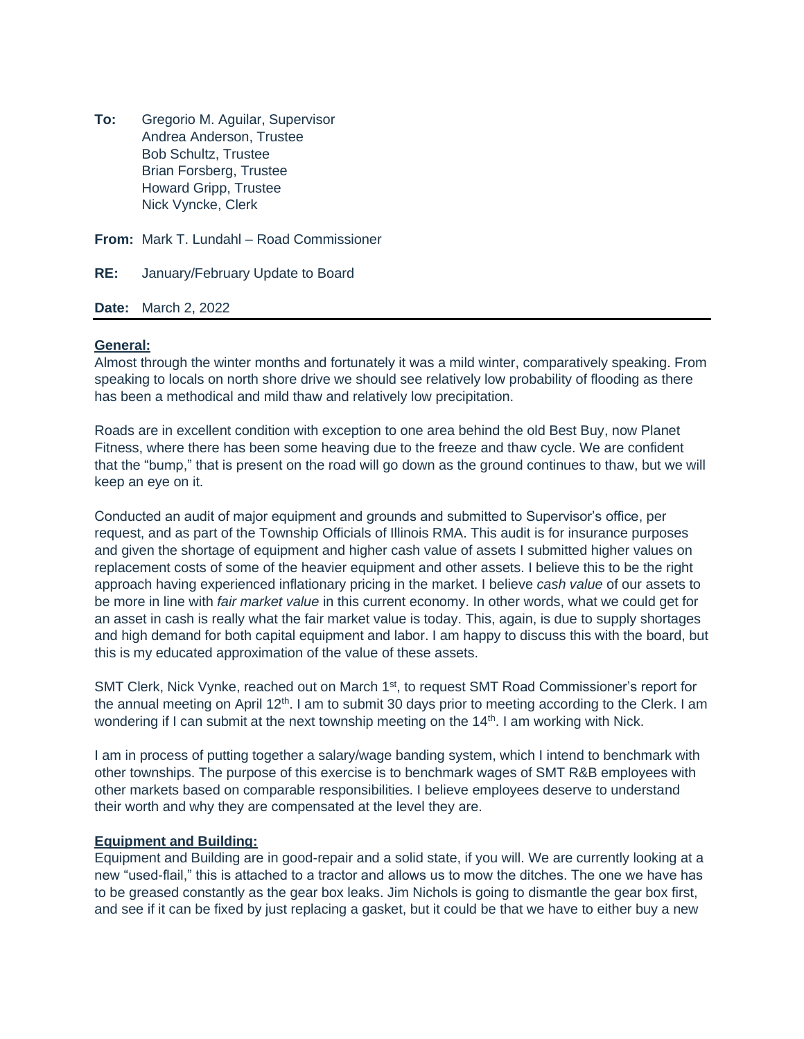**To:** Gregorio M. Aguilar, Supervisor
Andrea Anderson, Trustee
Bob Schultz, Trustee
Brian Forsberg, Trustee
Howard Gripp, Trustee
Nick Vyncke, Clerk

**From:** Mark T. Lundahl – Road Commissioner

**RE:** January/February Update to Board

**Date:** March 2, 2022

---

**General:**

Almost through the winter months and fortunately it was a mild winter, comparatively speaking. From speaking to locals on north shore drive we should see relatively low probability of flooding as there has been a methodical and mild thaw and relatively low precipitation.

Roads are in excellent condition with exception to one area behind the old Best Buy, now Planet Fitness, where there has been some heaving due to the freeze and thaw cycle. We are confident that the "bump," that is present on the road will go down as the ground continues to thaw, but we will keep an eye on it.

Conducted an audit of major equipment and grounds and submitted to Supervisor's office, per request, and as part of the Township Officials of Illinois RMA. This audit is for insurance purposes and given the shortage of equipment and higher cash value of assets I submitted higher values on replacement costs of some of the heavier equipment and other assets. I believe this to be the right approach having experienced inflationary pricing in the market. I believe *cash value* of our assets to be more in line with *fair market value* in this current economy. In other words, what we could get for an asset in cash is really what the fair market value is today. This, again, is due to supply shortages and high demand for both capital equipment and labor. I am happy to discuss this with the board, but this is my educated approximation of the value of these assets.

SMT Clerk, Nick Vynke, reached out on March 1st, to request SMT Road Commissioner's report for the annual meeting on April 12th. I am to submit 30 days prior to meeting according to the Clerk. I am wondering if I can submit at the next township meeting on the 14th. I am working with Nick.

I am in process of putting together a salary/wage banding system, which I intend to benchmark with other townships. The purpose of this exercise is to benchmark wages of SMT R&B employees with other markets based on comparable responsibilities. I believe employees deserve to understand their worth and why they are compensated at the level they are.

**Equipment and Building:**

Equipment and Building are in good-repair and a solid state, if you will. We are currently looking at a new "used-flail," this is attached to a tractor and allows us to mow the ditches. The one we have has to be greased constantly as the gear box leaks. Jim Nichols is going to dismantle the gear box first, and see if it can be fixed by just replacing a gasket, but it could be that we have to either buy a new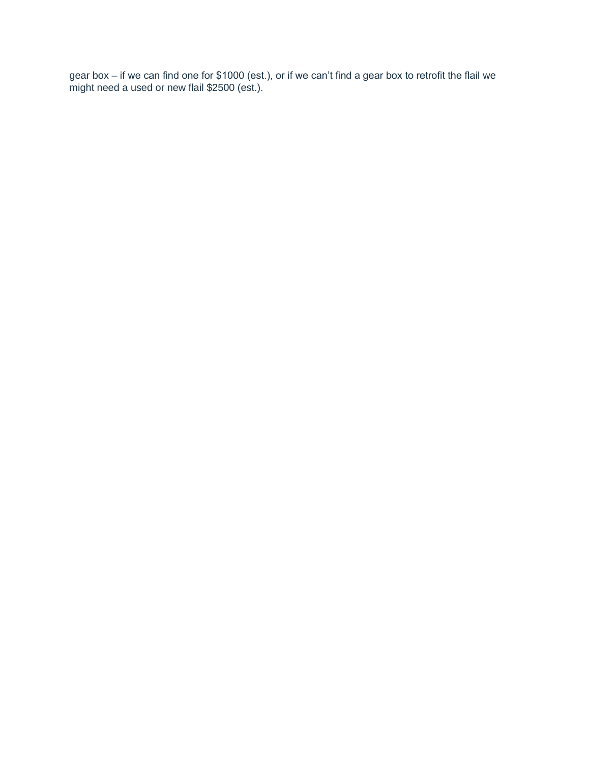gear box – if we can find one for $1000 (est.), or if we can't find a gear box to retrofit the flail we might need a used or new flail $2500 (est.).